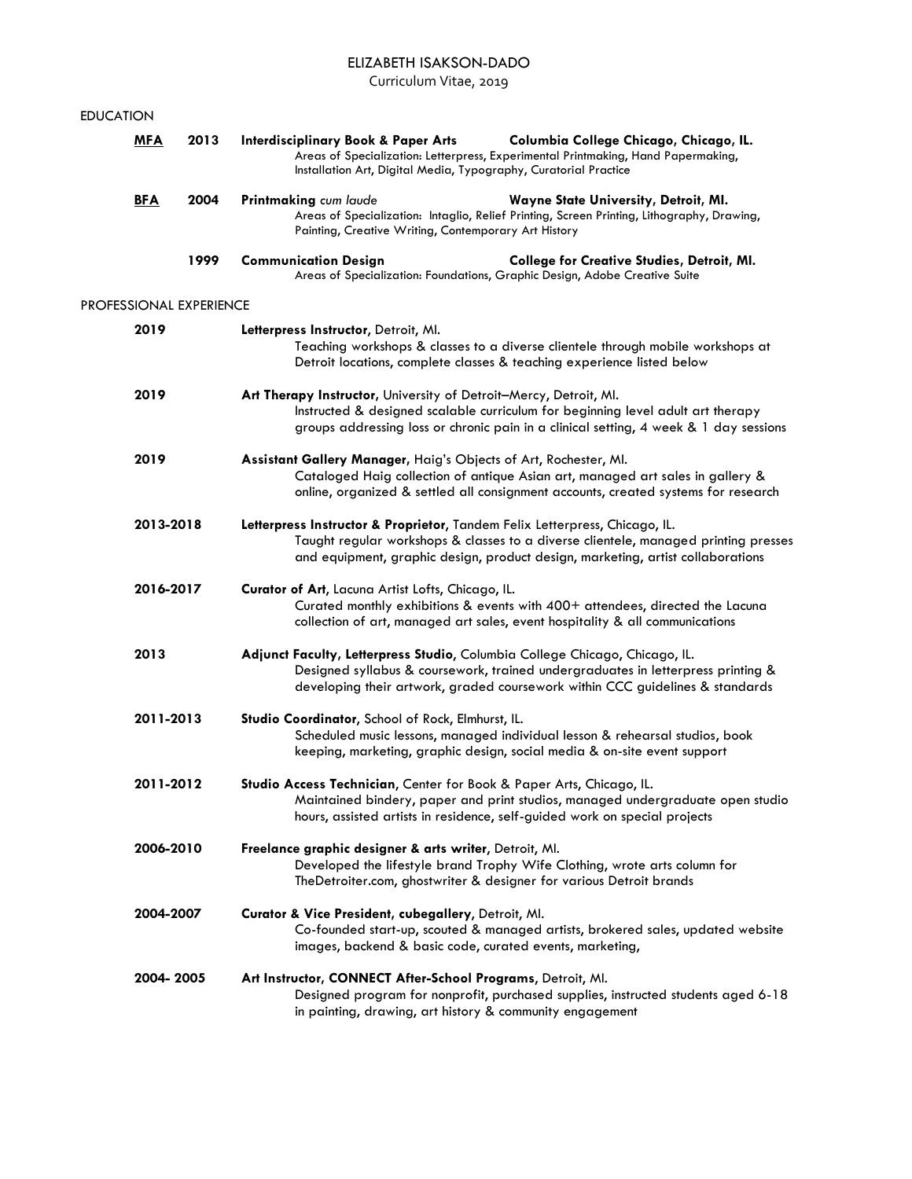# ELIZABETH ISAKSON-DADO

Curriculum Vitae, 2019

## EDUCATION

**MFA** **2013** **Interdisciplinary Book & Paper Arts** — **Columbia College Chicago, Chicago, IL.**
Areas of Specialization: Letterpress, Experimental Printmaking, Hand Papermaking, Installation Art, Digital Media, Typography, Curatorial Practice

**BFA** **2004** **Printmaking** *cum laude* — **Wayne State University, Detroit, MI.**
Areas of Specialization: Intaglio, Relief Printing, Screen Printing, Lithography, Drawing, Painting, Creative Writing, Contemporary Art History

**1999** **Communication Design** — **College for Creative Studies, Detroit, MI.**
Areas of Specialization: Foundations, Graphic Design, Adobe Creative Suite

## PROFESSIONAL EXPERIENCE

**2019** **Letterpress Instructor**, Detroit, MI.
Teaching workshops & classes to a diverse clientele through mobile workshops at Detroit locations, complete classes & teaching experience listed below

**2019** **Art Therapy Instructor**, University of Detroit–Mercy, Detroit, MI.
Instructed & designed scalable curriculum for beginning level adult art therapy groups addressing loss or chronic pain in a clinical setting, 4 week & 1 day sessions

**2019** **Assistant Gallery Manager**, Haig's Objects of Art, Rochester, MI.
Cataloged Haig collection of antique Asian art, managed art sales in gallery & online, organized & settled all consignment accounts, created systems for research

**2013-2018** **Letterpress Instructor & Proprietor**, Tandem Felix Letterpress, Chicago, IL.
Taught regular workshops & classes to a diverse clientele, managed printing presses and equipment, graphic design, product design, marketing, artist collaborations

**2016-2017** **Curator of Art**, Lacuna Artist Lofts, Chicago, IL.
Curated monthly exhibitions & events with 400+ attendees, directed the Lacuna collection of art, managed art sales, event hospitality & all communications

**2013** **Adjunct Faculty, Letterpress Studio**, Columbia College Chicago, Chicago, IL.
Designed syllabus & coursework, trained undergraduates in letterpress printing & developing their artwork, graded coursework within CCC guidelines & standards

**2011-2013** **Studio Coordinator**, School of Rock, Elmhurst, IL.
Scheduled music lessons, managed individual lesson & rehearsal studios, book keeping, marketing, graphic design, social media & on-site event support

**2011-2012** **Studio Access Technician**, Center for Book & Paper Arts, Chicago, IL.
Maintained bindery, paper and print studios, managed undergraduate open studio hours, assisted artists in residence, self-guided work on special projects

**2006-2010** **Freelance graphic designer & arts writer**, Detroit, MI.
Developed the lifestyle brand Trophy Wife Clothing, wrote arts column for TheDetroiter.com, ghostwriter & designer for various Detroit brands

**2004-2007** **Curator & Vice President, cubegallery**, Detroit, MI.
Co-founded start-up, scouted & managed artists, brokered sales, updated website images, backend & basic code, curated events, marketing,

**2004- 2005** **Art Instructor, CONNECT After-School Programs**, Detroit, MI.
Designed program for nonprofit, purchased supplies, instructed students aged 6-18 in painting, drawing, art history & community engagement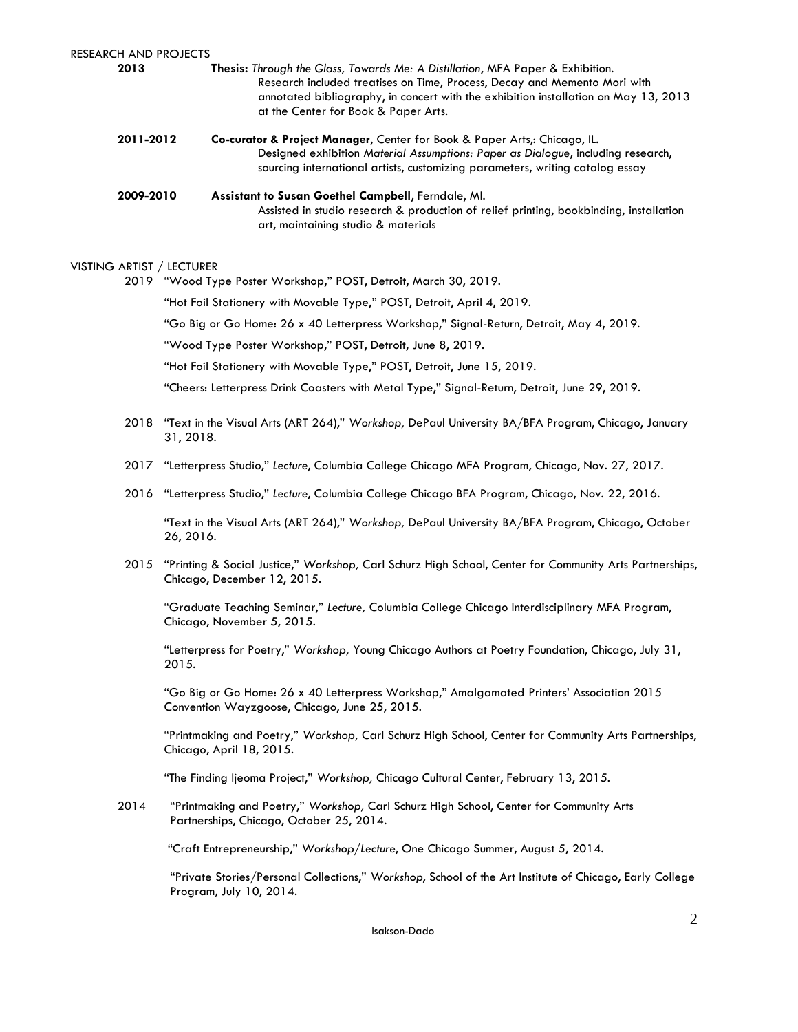## RESEARCH AND PROJECTS

**2013** **Thesis:** *Through the Glass, Towards Me: A Distillation*, MFA Paper & Exhibition.
Research included treatises on Time, Process, Decay and Memento Mori with annotated bibliography, in concert with the exhibition installation on May 13, 2013 at the Center for Book & Paper Arts.

**2011-2012** **Co-curator & Project Manager**, Center for Book & Paper Arts,: Chicago, IL.
Designed exhibition *Material Assumptions: Paper as Dialogue*, including research, sourcing international artists, customizing parameters, writing catalog essay

**2009-2010** **Assistant to Susan Goethel Campbell**, Ferndale, MI.
Assisted in studio research & production of relief printing, bookbinding, installation art, maintaining studio & materials

## VISTING ARTIST / LECTURER

2019 "Wood Type Poster Workshop," POST, Detroit, March 30, 2019.

"Hot Foil Stationery with Movable Type," POST, Detroit, April 4, 2019.

"Go Big or Go Home: 26 x 40 Letterpress Workshop," Signal-Return, Detroit, May 4, 2019.

"Wood Type Poster Workshop," POST, Detroit, June 8, 2019.

"Hot Foil Stationery with Movable Type," POST, Detroit, June 15, 2019.

"Cheers: Letterpress Drink Coasters with Metal Type," Signal-Return, Detroit, June 29, 2019.

2018 "Text in the Visual Arts (ART 264)," *Workshop,* DePaul University BA/BFA Program, Chicago, January 31, 2018.

2017 "Letterpress Studio," *Lecture*, Columbia College Chicago MFA Program, Chicago, Nov. 27, 2017.

2016 "Letterpress Studio," *Lecture*, Columbia College Chicago BFA Program, Chicago, Nov. 22, 2016.

"Text in the Visual Arts (ART 264)," *Workshop,* DePaul University BA/BFA Program, Chicago, October 26, 2016.

2015 "Printing & Social Justice," *Workshop,* Carl Schurz High School, Center for Community Arts Partnerships, Chicago, December 12, 2015.

"Graduate Teaching Seminar," *Lecture,* Columbia College Chicago Interdisciplinary MFA Program, Chicago, November 5, 2015.

"Letterpress for Poetry," *Workshop,* Young Chicago Authors at Poetry Foundation, Chicago, July 31, 2015.

"Go Big or Go Home: 26 x 40 Letterpress Workshop," Amalgamated Printers' Association 2015 Convention Wayzgoose, Chicago, June 25, 2015.

"Printmaking and Poetry," *Workshop,* Carl Schurz High School, Center for Community Arts Partnerships, Chicago, April 18, 2015.

"The Finding Ijeoma Project," *Workshop,* Chicago Cultural Center, February 13, 2015.

2014 "Printmaking and Poetry," *Workshop,* Carl Schurz High School, Center for Community Arts Partnerships, Chicago, October 25, 2014.

"Craft Entrepreneurship," *Workshop/Lecture*, One Chicago Summer, August 5, 2014.

"Private Stories/Personal Collections," *Workshop*, School of the Art Institute of Chicago, Early College Program, July 10, 2014.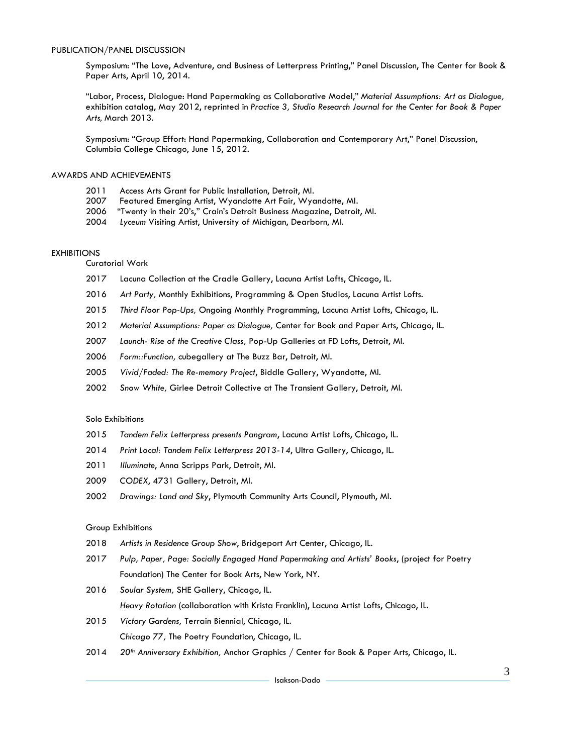## PUBLICATION/PANEL DISCUSSION

Symposium: "The Love, Adventure, and Business of Letterpress Printing," Panel Discussion, The Center for Book & Paper Arts, April 10, 2014.

"Labor, Process, Dialogue: Hand Papermaking as Collaborative Model," *Material Assumptions: Art as Dialogue,* exhibition catalog, May 2012, reprinted in *Practice 3, Studio Research Journal for the Center for Book & Paper Arts*, March 2013.

Symposium: "Group Effort: Hand Papermaking, Collaboration and Contemporary Art," Panel Discussion, Columbia College Chicago, June 15, 2012.

## AWARDS AND ACHIEVEMENTS

- 2011 Access Arts Grant for Public Installation, Detroit, MI.
- 2007 Featured Emerging Artist, Wyandotte Art Fair, Wyandotte, MI.
- 2006 "Twenty in their 20's," Crain's Detroit Business Magazine, Detroit, MI.
- 2004 *Lyceum* Visiting Artist, University of Michigan, Dearborn, MI.

## EXHIBITIONS

### Curatorial Work

- 2017 Lacuna Collection at the Cradle Gallery, Lacuna Artist Lofts, Chicago, IL.
- 2016 *Art Party,* Monthly Exhibitions, Programming & Open Studios, Lacuna Artist Lofts.
- 2015 *Third Floor Pop-Ups,* Ongoing Monthly Programming, Lacuna Artist Lofts, Chicago, IL.
- 2012 *Material Assumptions: Paper as Dialogue,* Center for Book and Paper Arts, Chicago, IL.
- 2007 *Launch- Rise of the Creative Class,* Pop-Up Galleries at FD Lofts, Detroit, MI.
- 2006 *Form::Function,* cubegallery at The Buzz Bar, Detroit, MI.
- 2005 *Vivid/Faded: The Re-memory Project*, Biddle Gallery, Wyandotte, MI.
- 2002 *Snow White,* Girlee Detroit Collective at The Transient Gallery, Detroit, MI.

### Solo Exhibitions

- 2015 *Tandem Felix Letterpress presents Pangram*, Lacuna Artist Lofts, Chicago, IL.
- 2014 *Print Local: Tandem Felix Letterpress 2013-14*, Ultra Gallery, Chicago, IL.
- 2011 *Illuminate*, Anna Scripps Park, Detroit, MI.
- 2009 *CODEX*, 4731 Gallery, Detroit, MI.
- 2002 *Drawings: Land and Sky*, Plymouth Community Arts Council, Plymouth, MI.

### Group Exhibitions

- 2018 *Artists in Residence Group Show*, Bridgeport Art Center, Chicago, IL.
- 2017 *Pulp, Paper, Page: Socially Engaged Hand Papermaking and Artists' Books*, (project for Poetry Foundation) The Center for Book Arts, New York, NY.
- 2016 *Soular System,* SHE Gallery, Chicago, IL.
  *Heavy Rotation* (collaboration with Krista Franklin), Lacuna Artist Lofts, Chicago, IL.
- 2015 *Victory Gardens,* Terrain Biennial, Chicago, IL.
  *Chicago 77,* The Poetry Foundation, Chicago, IL.
- 2014 *20th Anniversary Exhibition,* Anchor Graphics / Center for Book & Paper Arts, Chicago, IL.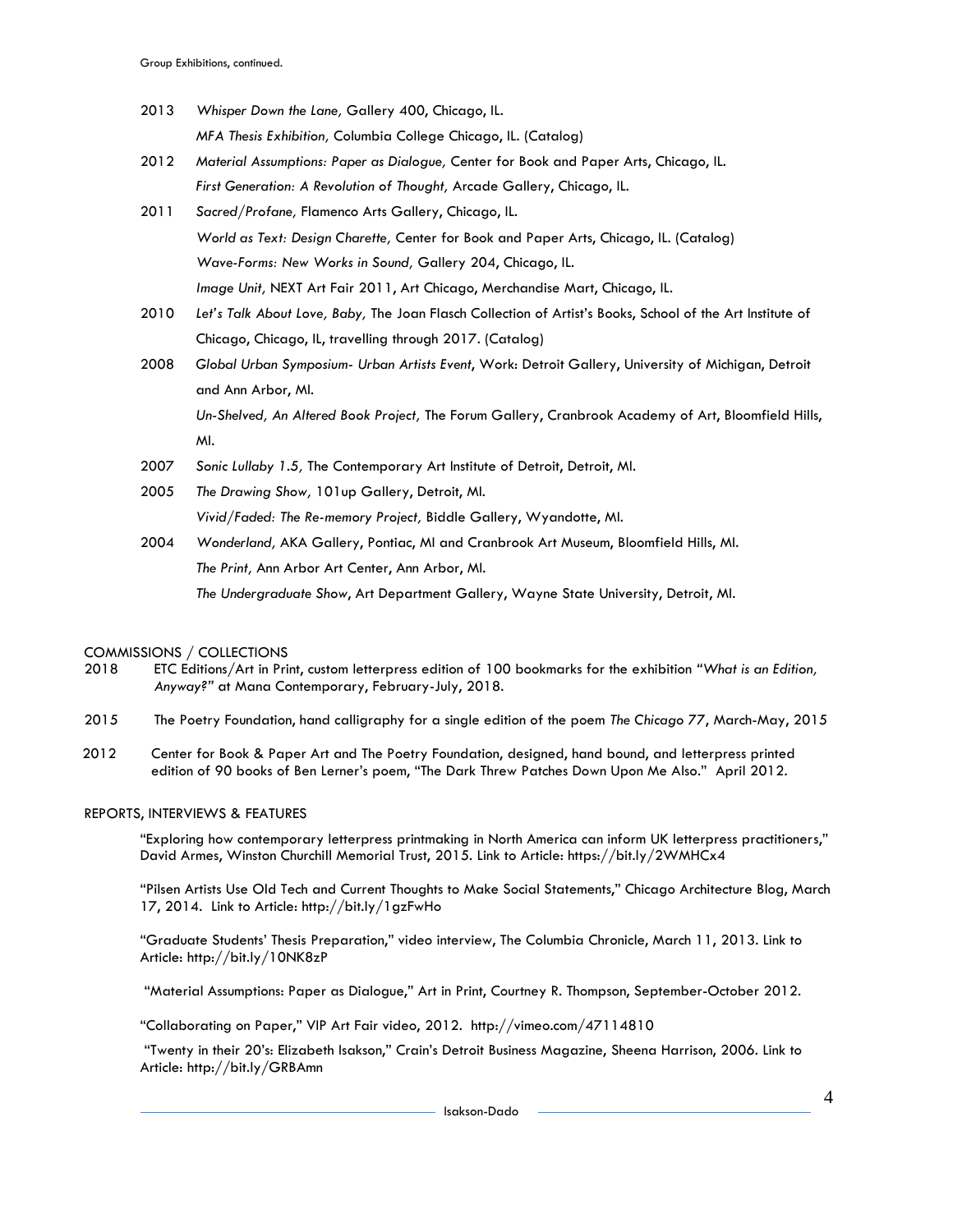Group Exhibitions, continued.

2013 *Whisper Down the Lane,* Gallery 400, Chicago, IL.
*MFA Thesis Exhibition,* Columbia College Chicago, IL. (Catalog)

2012 *Material Assumptions: Paper as Dialogue,* Center for Book and Paper Arts, Chicago, IL.
*First Generation: A Revolution of Thought,* Arcade Gallery, Chicago, IL.

2011 *Sacred/Profane,* Flamenco Arts Gallery, Chicago, IL.
*World as Text: Design Charette,* Center for Book and Paper Arts, Chicago, IL. (Catalog)
*Wave-Forms: New Works in Sound,* Gallery 204, Chicago, IL.
*Image Unit,* NEXT Art Fair 2011, Art Chicago, Merchandise Mart, Chicago, IL.

2010 *Let's Talk About Love, Baby,* The Joan Flasch Collection of Artist's Books, School of the Art Institute of Chicago, Chicago, IL, travelling through 2017. (Catalog)

2008 *Global Urban Symposium- Urban Artists Event*, Work: Detroit Gallery, University of Michigan, Detroit and Ann Arbor, MI.
*Un-Shelved, An Altered Book Project,* The Forum Gallery, Cranbrook Academy of Art, Bloomfield Hills, MI.

2007 *Sonic Lullaby 1.5,* The Contemporary Art Institute of Detroit, Detroit, MI.

2005 *The Drawing Show,* 101up Gallery, Detroit, MI.
*Vivid/Faded: The Re-memory Project,* Biddle Gallery, Wyandotte, MI.

2004 *Wonderland,* AKA Gallery, Pontiac, MI and Cranbrook Art Museum, Bloomfield Hills, MI.
*The Print,* Ann Arbor Art Center, Ann Arbor, MI.
*The Undergraduate Show*, Art Department Gallery, Wayne State University, Detroit, MI.

## COMMISSIONS / COLLECTIONS

2018 ETC Editions/Art in Print, custom letterpress edition of 100 bookmarks for the exhibition "*What is an Edition, Anyway?*" at Mana Contemporary, February-July, 2018.

2015 The Poetry Foundation, hand calligraphy for a single edition of the poem *The Chicago 77*, March-May, 2015

2012 Center for Book & Paper Art and The Poetry Foundation, designed, hand bound, and letterpress printed edition of 90 books of Ben Lerner's poem, "The Dark Threw Patches Down Upon Me Also." April 2012.

## REPORTS, INTERVIEWS & FEATURES

"Exploring how contemporary letterpress printmaking in North America can inform UK letterpress practitioners," David Armes, Winston Churchill Memorial Trust, 2015. Link to Article: https://bit.ly/2WMHCx4

"Pilsen Artists Use Old Tech and Current Thoughts to Make Social Statements," Chicago Architecture Blog, March 17, 2014. Link to Article: http://bit.ly/1gzFwHo

"Graduate Students' Thesis Preparation," video interview, The Columbia Chronicle, March 11, 2013. Link to Article: http://bit.ly/10NK8zP

"Material Assumptions: Paper as Dialogue," Art in Print, Courtney R. Thompson, September-October 2012.

"Collaborating on Paper," VIP Art Fair video, 2012. http://vimeo.com/47114810

"Twenty in their 20's: Elizabeth Isakson," Crain's Detroit Business Magazine, Sheena Harrison, 2006. Link to Article: http://bit.ly/GRBAmn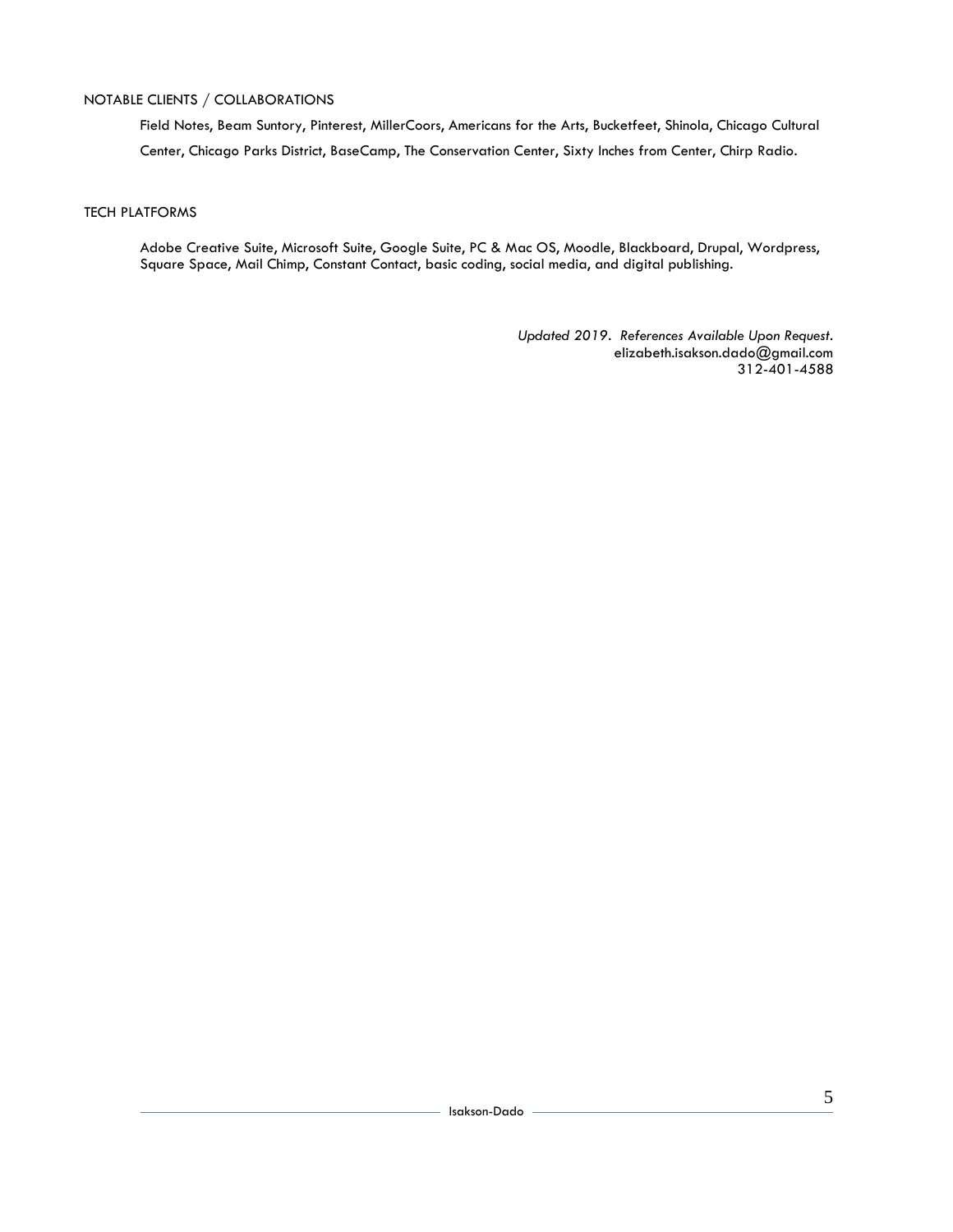## NOTABLE CLIENTS / COLLABORATIONS

Field Notes, Beam Suntory, Pinterest, MillerCoors, Americans for the Arts, Bucketfeet, Shinola, Chicago Cultural Center, Chicago Parks District, BaseCamp, The Conservation Center, Sixty Inches from Center, Chirp Radio.

## TECH PLATFORMS

Adobe Creative Suite, Microsoft Suite, Google Suite, PC & Mac OS, Moodle, Blackboard, Drupal, Wordpress, Square Space, Mail Chimp, Constant Contact, basic coding, social media, and digital publishing.

*Updated 2019. References Available Upon Request.*
elizabeth.isakson.dado@gmail.com
312-401-4588